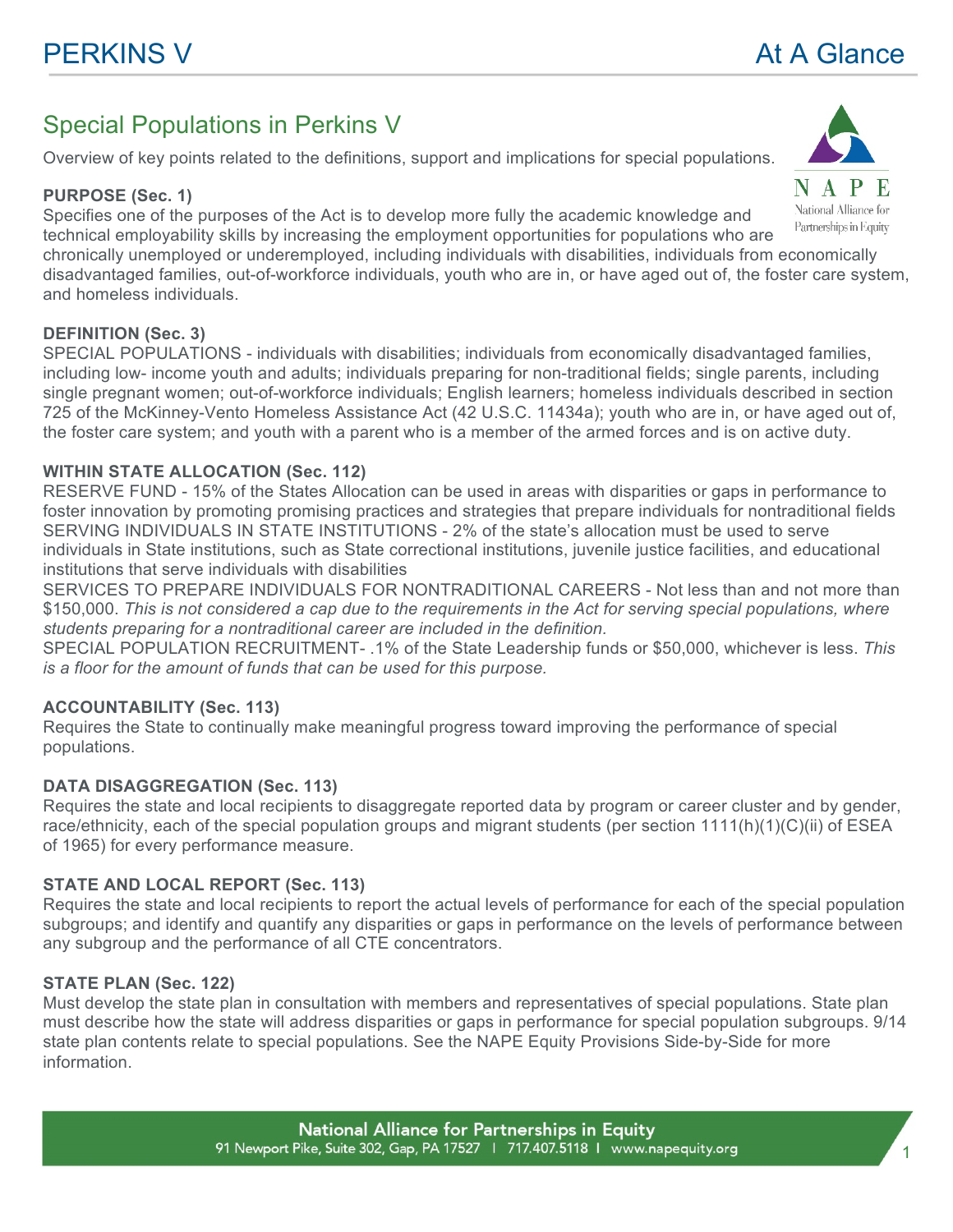# PERKINS V At A Glance

## Special Populations in Perkins V

Overview of key points related to the definitions, support and implications for special populations.

**PURPOSE (Sec. 1)**
Specifies one of the purposes of the Act is to develop more fully the academic knowledge and technical employability skills by increasing the employment opportunities for populations who are chronically unemployed or underemployed, including individuals with disabilities, individuals from economically disadvantaged families, out-of-workforce individuals, youth who are in, or have aged out of, the foster care system, and homeless individuals.

**DEFINITION (Sec. 3)**
SPECIAL POPULATIONS - individuals with disabilities; individuals from economically disadvantaged families, including low- income youth and adults; individuals preparing for non-traditional fields; single parents, including single pregnant women; out-of-workforce individuals; English learners; homeless individuals described in section 725 of the McKinney-Vento Homeless Assistance Act (42 U.S.C. 11434a); youth who are in, or have aged out of, the foster care system; and youth with a parent who is a member of the armed forces and is on active duty.

**WITHIN STATE ALLOCATION (Sec. 112)**
RESERVE FUND - 15% of the States Allocation can be used in areas with disparities or gaps in performance to foster innovation by promoting promising practices and strategies that prepare individuals for nontraditional fields
SERVING INDIVIDUALS IN STATE INSTITUTIONS - 2% of the state's allocation must be used to serve individuals in State institutions, such as State correctional institutions, juvenile justice facilities, and educational institutions that serve individuals with disabilities
SERVICES TO PREPARE INDIVIDUALS FOR NONTRADITIONAL CAREERS - Not less than and not more than $150,000. *This is not considered a cap due to the requirements in the Act for serving special populations, where students preparing for a nontraditional career are included in the definition.*
SPECIAL POPULATION RECRUITMENT- .1% of the State Leadership funds or $50,000, whichever is less. *This is a floor for the amount of funds that can be used for this purpose.*

**ACCOUNTABILITY (Sec. 113)**
Requires the State to continually make meaningful progress toward improving the performance of special populations.

**DATA DISAGGREGATION (Sec. 113)**
Requires the state and local recipients to disaggregate reported data by program or career cluster and by gender, race/ethnicity, each of the special population groups and migrant students (per section 1111(h)(1)(C)(ii) of ESEA of 1965) for every performance measure.

**STATE AND LOCAL REPORT (Sec. 113)**
Requires the state and local recipients to report the actual levels of performance for each of the special population subgroups; and identify and quantify any disparities or gaps in performance on the levels of performance between any subgroup and the performance of all CTE concentrators.

**STATE PLAN (Sec. 122)**
Must develop the state plan in consultation with members and representatives of special populations. State plan must describe how the state will address disparities or gaps in performance for special population subgroups. 9/14 state plan contents relate to special populations. See the NAPE Equity Provisions Side-by-Side for more information.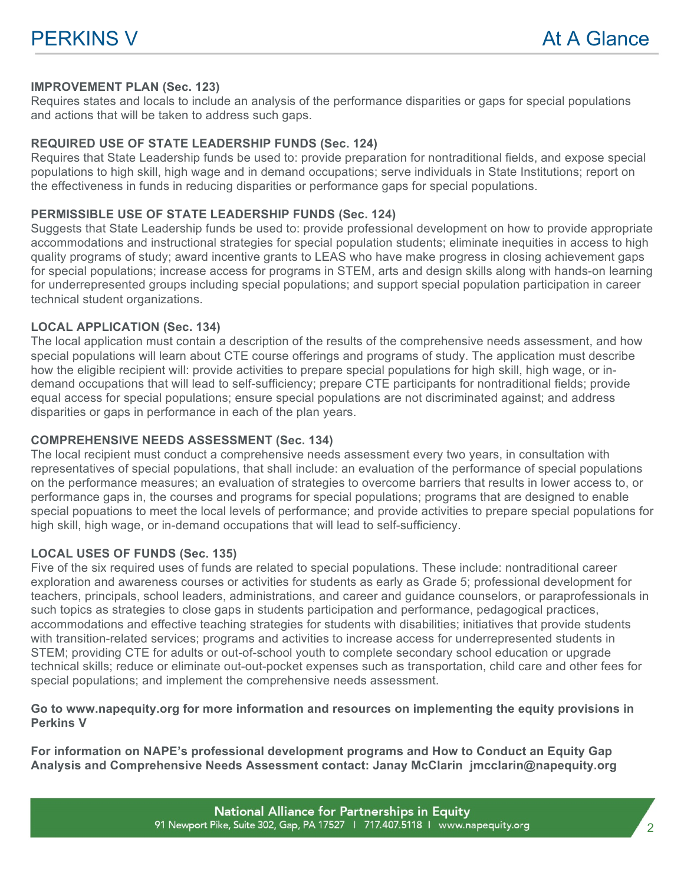**IMPROVEMENT PLAN (Sec. 123)**
Requires states and locals to include an analysis of the performance disparities or gaps for special populations and actions that will be taken to address such gaps.

**REQUIRED USE OF STATE LEADERSHIP FUNDS (Sec. 124)**
Requires that State Leadership funds be used to: provide preparation for nontraditional fields, and expose special populations to high skill, high wage and in demand occupations; serve individuals in State Institutions; report on the effectiveness in funds in reducing disparities or performance gaps for special populations.

**PERMISSIBLE USE OF STATE LEADERSHIP FUNDS (Sec. 124)**
Suggests that State Leadership funds be used to: provide professional development on how to provide appropriate accommodations and instructional strategies for special population students; eliminate inequities in access to high quality programs of study; award incentive grants to LEAS who have make progress in closing achievement gaps for special populations; increase access for programs in STEM, arts and design skills along with hands-on learning for underrepresented groups including special populations; and support special population participation in career technical student organizations.

**LOCAL APPLICATION (Sec. 134)**
The local application must contain a description of the results of the comprehensive needs assessment, and how special populations will learn about CTE course offerings and programs of study. The application must describe how the eligible recipient will: provide activities to prepare special populations for high skill, high wage, or in-demand occupations that will lead to self-sufficiency; prepare CTE participants for nontraditional fields; provide equal access for special populations; ensure special populations are not discriminated against; and address disparities or gaps in performance in each of the plan years.

**COMPREHENSIVE NEEDS ASSESSMENT (Sec. 134)**
The local recipient must conduct a comprehensive needs assessment every two years, in consultation with representatives of special populations, that shall include: an evaluation of the performance of special populations on the performance measures; an evaluation of strategies to overcome barriers that results in lower access to, or performance gaps in, the courses and programs for special populations; programs that are designed to enable special popuations to meet the local levels of performance; and provide activities to prepare special populations for high skill, high wage, or in-demand occupations that will lead to self-sufficiency.

**LOCAL USES OF FUNDS (Sec. 135)**
Five of the six required uses of funds are related to special populations. These include: nontraditional career exploration and awareness courses or activities for students as early as Grade 5; professional development for teachers, principals, school leaders, administrations, and career and guidance counselors, or paraprofessionals in such topics as strategies to close gaps in students participation and performance, pedagogical practices, accommodations and effective teaching strategies for students with disabilities; initiatives that provide students with transition-related services; programs and activities to increase access for underrepresented students in STEM; providing CTE for adults or out-of-school youth to complete secondary school education or upgrade technical skills; reduce or eliminate out-out-pocket expenses such as transportation, child care and other fees for special populations; and implement the comprehensive needs assessment.

**Go to www.napequity.org for more information and resources on implementing the equity provisions in Perkins V**

**For information on NAPE's professional development programs and How to Conduct an Equity Gap Analysis and Comprehensive Needs Assessment contact: Janay McClarin jmcclarin@napequity.org**

National Alliance for Partnerships in Equity
91 Newport Pike, Suite 302, Gap, PA 17527 | 717.407.5118 | www.napequity.org